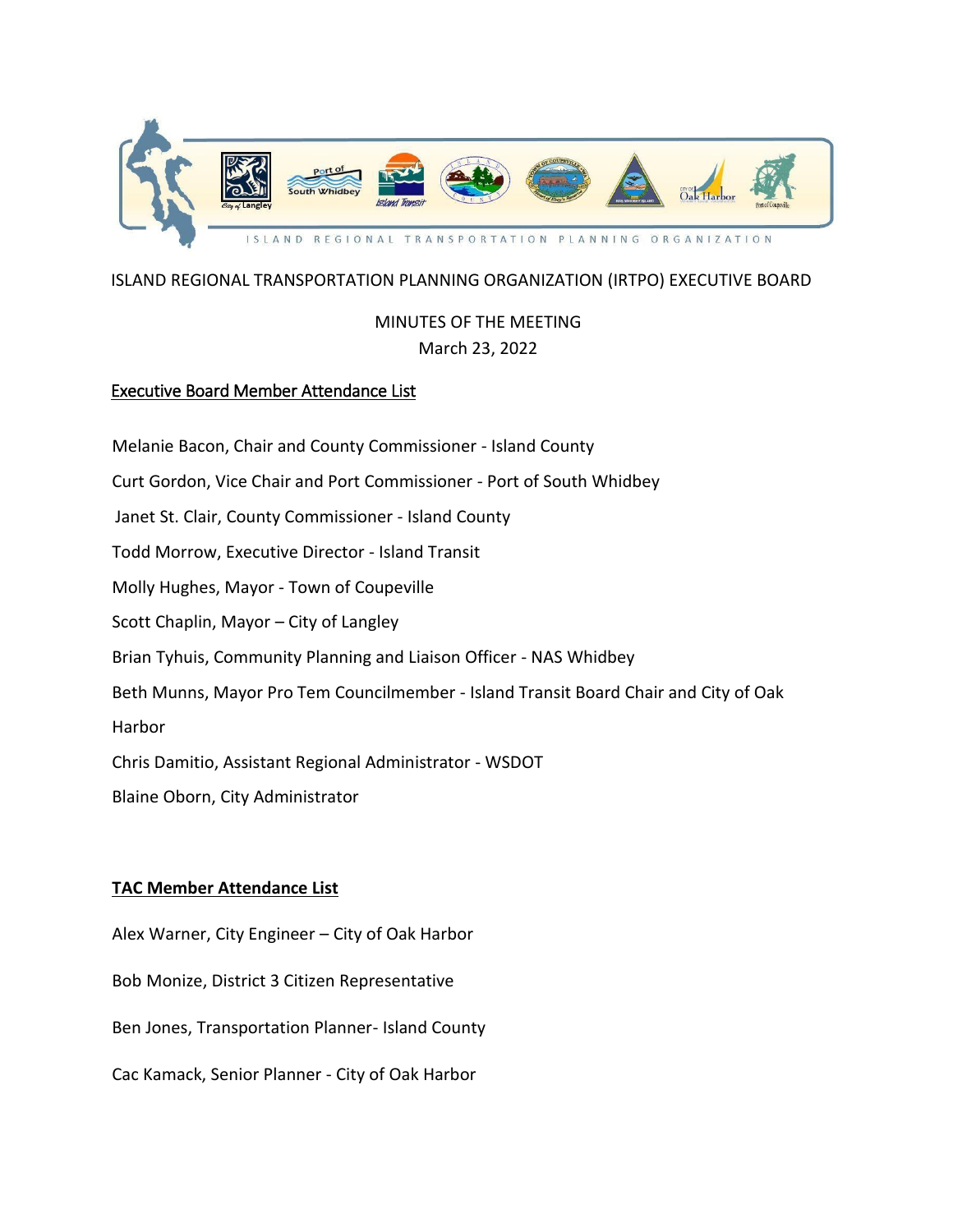ISLAND REGIONAL TRANSPORTATION PLANNING ORGANIZATION

# ISLAND REGIONAL TRANSPORTATION PLANNING ORGANIZATION (IRTPO) EXECUTIVE BOARD

MINUTES OF THE MEETING
March 23, 2022

## Executive Board Member Attendance List

Melanie Bacon, Chair and County Commissioner - Island County

Curt Gordon, Vice Chair and Port Commissioner - Port of South Whidbey

Janet St. Clair, County Commissioner - Island County

Todd Morrow, Executive Director - Island Transit

Molly Hughes, Mayor - Town of Coupeville

Scott Chaplin, Mayor – City of Langley

Brian Tyhuis, Community Planning and Liaison Officer - NAS Whidbey

Beth Munns, Mayor Pro Tem Councilmember - Island Transit Board Chair and City of Oak Harbor

Chris Damitio, Assistant Regional Administrator - WSDOT

Blaine Oborn, City Administrator

## TAC Member Attendance List

Alex Warner, City Engineer – City of Oak Harbor

Bob Monize, District 3 Citizen Representative

Ben Jones, Transportation Planner- Island County

Cac Kamack, Senior Planner - City of Oak Harbor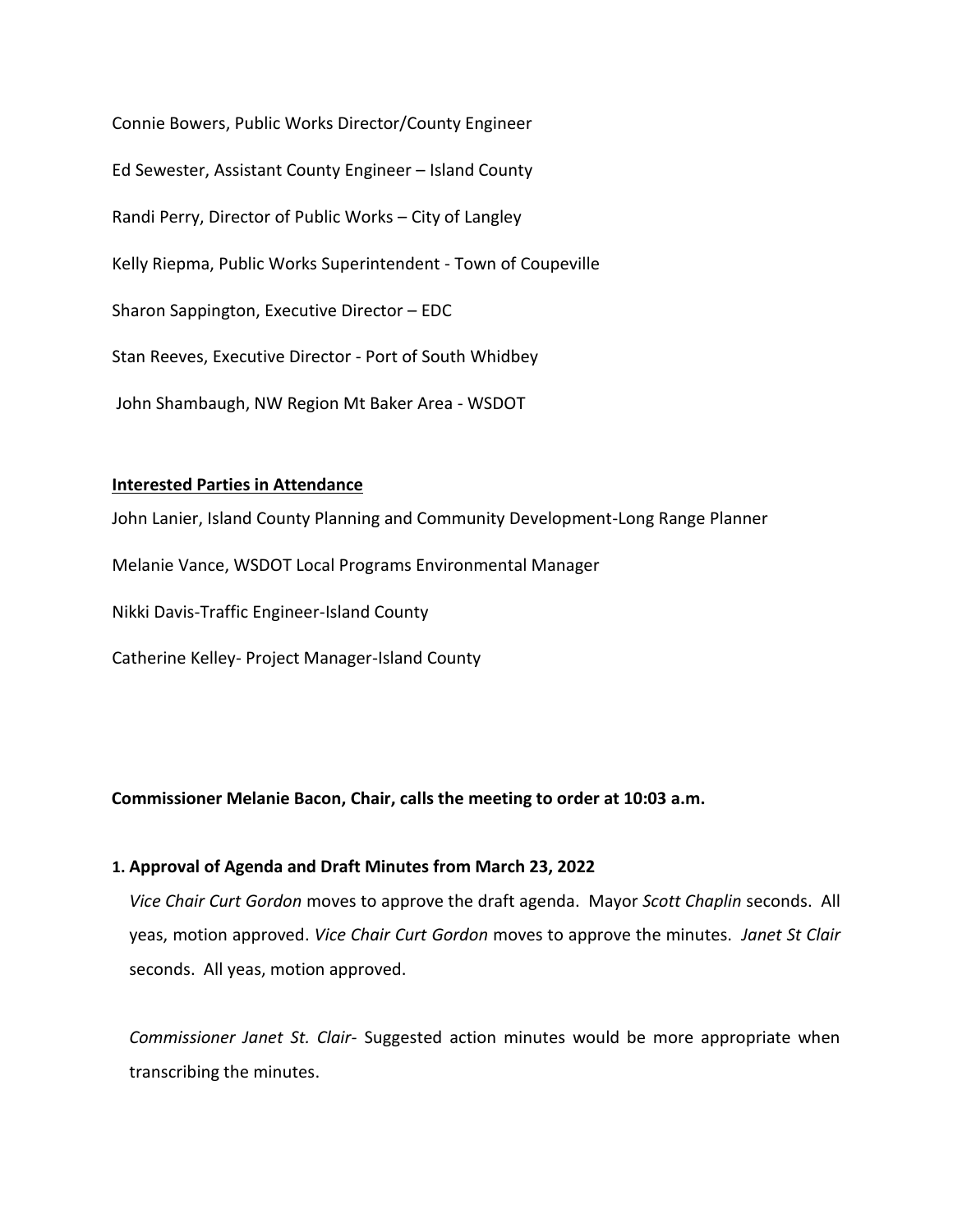Connie Bowers, Public Works Director/County Engineer

Ed Sewester, Assistant County Engineer – Island County

Randi Perry, Director of Public Works – City of Langley

Kelly Riepma, Public Works Superintendent - Town of Coupeville

Sharon Sappington, Executive Director – EDC

Stan Reeves, Executive Director - Port of South Whidbey

John Shambaugh, NW Region Mt Baker Area - WSDOT

**Interested Parties in Attendance**

John Lanier, Island County Planning and Community Development-Long Range Planner

Melanie Vance, WSDOT Local Programs Environmental Manager

Nikki Davis-Traffic Engineer-Island County

Catherine Kelley- Project Manager-Island County

**Commissioner Melanie Bacon, Chair, calls the meeting to order at 10:03 a.m.**

**1. Approval of Agenda and Draft Minutes from March 23, 2022**

*Vice Chair Curt Gordon* moves to approve the draft agenda. Mayor *Scott Chaplin* seconds. All yeas, motion approved. *Vice Chair Curt Gordon* moves to approve the minutes. *Janet St Clair* seconds. All yeas, motion approved.

*Commissioner Janet St. Clair*- Suggested action minutes would be more appropriate when transcribing the minutes.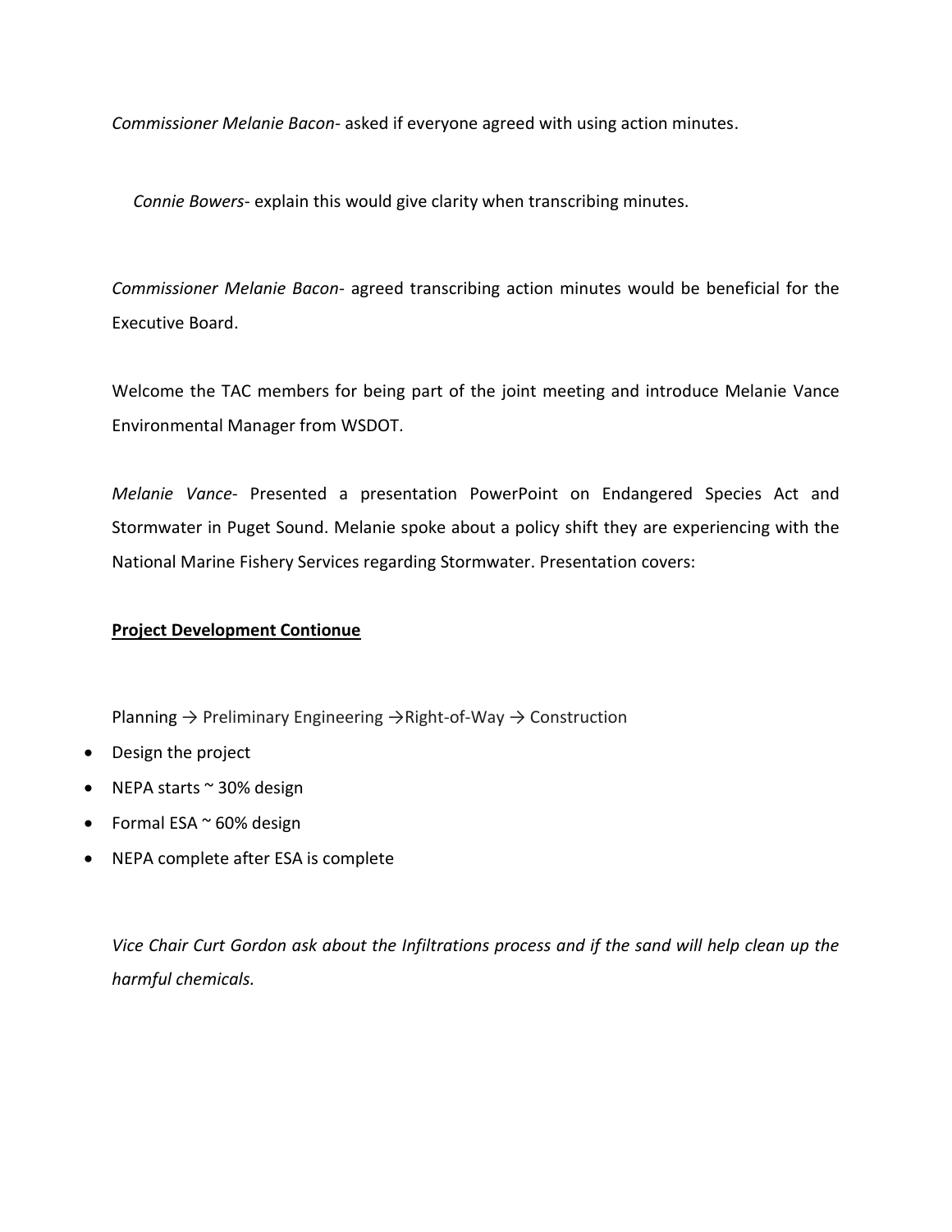*Commissioner Melanie Bacon*- asked if everyone agreed with using action minutes.

*Connie Bowers*- explain this would give clarity when transcribing minutes.

*Commissioner Melanie Bacon*- agreed transcribing action minutes would be beneficial for the Executive Board.

Welcome the TAC members for being part of the joint meeting and introduce Melanie Vance Environmental Manager from WSDOT.

*Melanie Vance*- Presented a presentation PowerPoint on Endangered Species Act and Stormwater in Puget Sound. Melanie spoke about a policy shift they are experiencing with the National Marine Fishery Services regarding Stormwater. Presentation covers:

**Project Development Contionue**

Planning → Preliminary Engineering →Right-of-Way → Construction

- Design the project
- NEPA starts ~ 30% design
- Formal ESA ~ 60% design
- NEPA complete after ESA is complete

*Vice Chair Curt Gordon ask about the Infiltrations process and if the sand will help clean up the harmful chemicals.*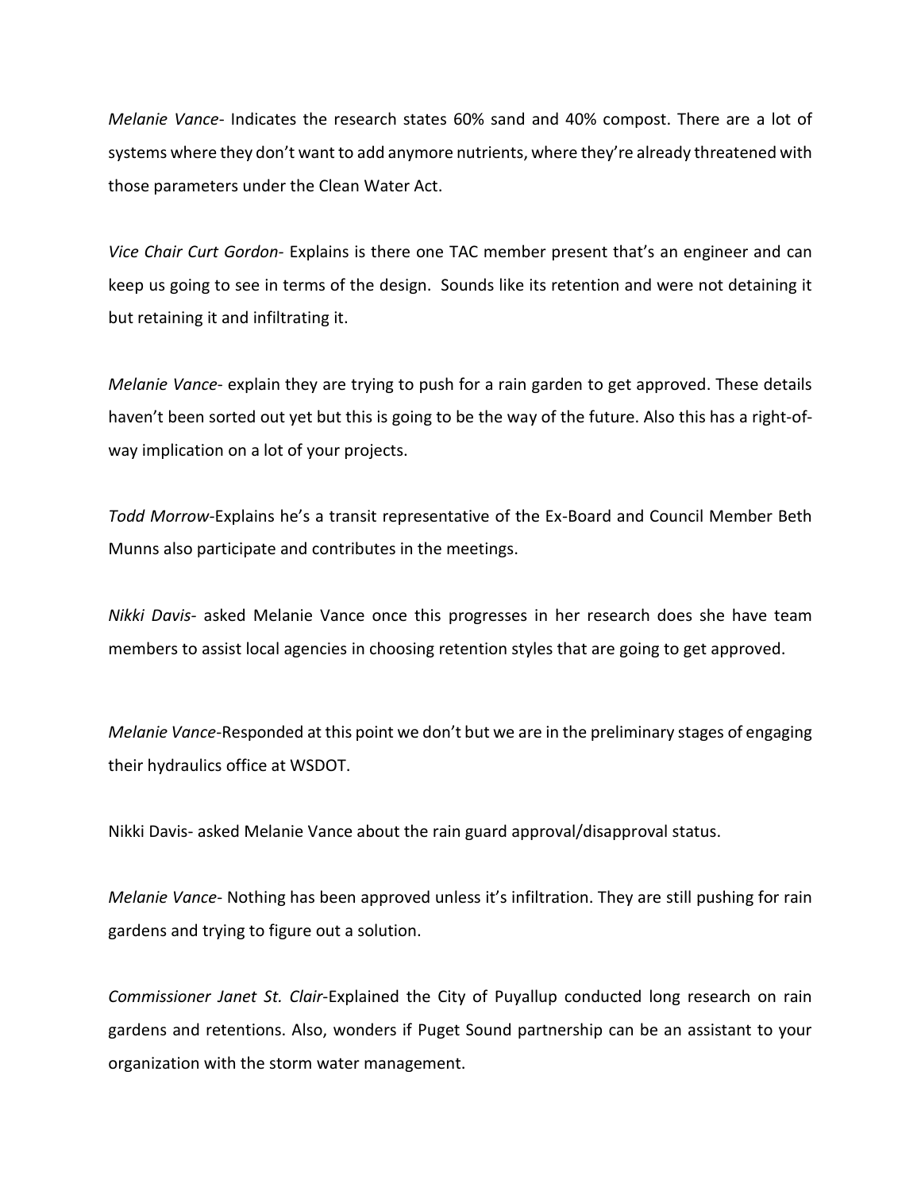*Melanie Vance*- Indicates the research states 60% sand and 40% compost. There are a lot of systems where they don't want to add anymore nutrients, where they're already threatened with those parameters under the Clean Water Act.

*Vice Chair Curt Gordon*- Explains is there one TAC member present that's an engineer and can keep us going to see in terms of the design. Sounds like its retention and were not detaining it but retaining it and infiltrating it.

*Melanie Vance*- explain they are trying to push for a rain garden to get approved. These details haven't been sorted out yet but this is going to be the way of the future. Also this has a right-of-way implication on a lot of your projects.

*Todd Morrow*-Explains he's a transit representative of the Ex-Board and Council Member Beth Munns also participate and contributes in the meetings.

*Nikki Davis*- asked Melanie Vance once this progresses in her research does she have team members to assist local agencies in choosing retention styles that are going to get approved.

*Melanie Vance*-Responded at this point we don't but we are in the preliminary stages of engaging their hydraulics office at WSDOT.

Nikki Davis- asked Melanie Vance about the rain guard approval/disapproval status.

*Melanie Vance*- Nothing has been approved unless it's infiltration. They are still pushing for rain gardens and trying to figure out a solution.

*Commissioner Janet St. Clair*-Explained the City of Puyallup conducted long research on rain gardens and retentions. Also, wonders if Puget Sound partnership can be an assistant to your organization with the storm water management.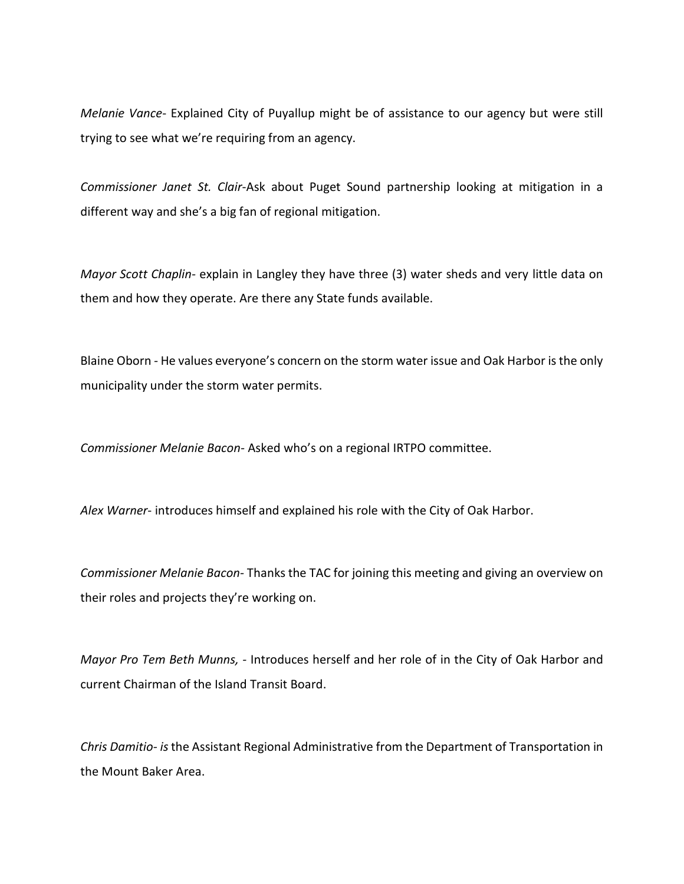*Melanie Vance*- Explained City of Puyallup might be of assistance to our agency but were still trying to see what we're requiring from an agency.

*Commissioner Janet St. Clair*-Ask about Puget Sound partnership looking at mitigation in a different way and she's a big fan of regional mitigation.

*Mayor Scott Chaplin*- explain in Langley they have three (3) water sheds and very little data on them and how they operate. Are there any State funds available.

Blaine Oborn - He values everyone's concern on the storm water issue and Oak Harbor is the only municipality under the storm water permits.

*Commissioner Melanie Bacon*- Asked who's on a regional IRTPO committee.

*Alex Warner*- introduces himself and explained his role with the City of Oak Harbor.

*Commissioner Melanie Bacon*- Thanks the TAC for joining this meeting and giving an overview on their roles and projects they're working on.

*Mayor Pro Tem Beth Munns,* - Introduces herself and her role of in the City of Oak Harbor and current Chairman of the Island Transit Board.

*Chris Damitio- is* the Assistant Regional Administrative from the Department of Transportation in the Mount Baker Area.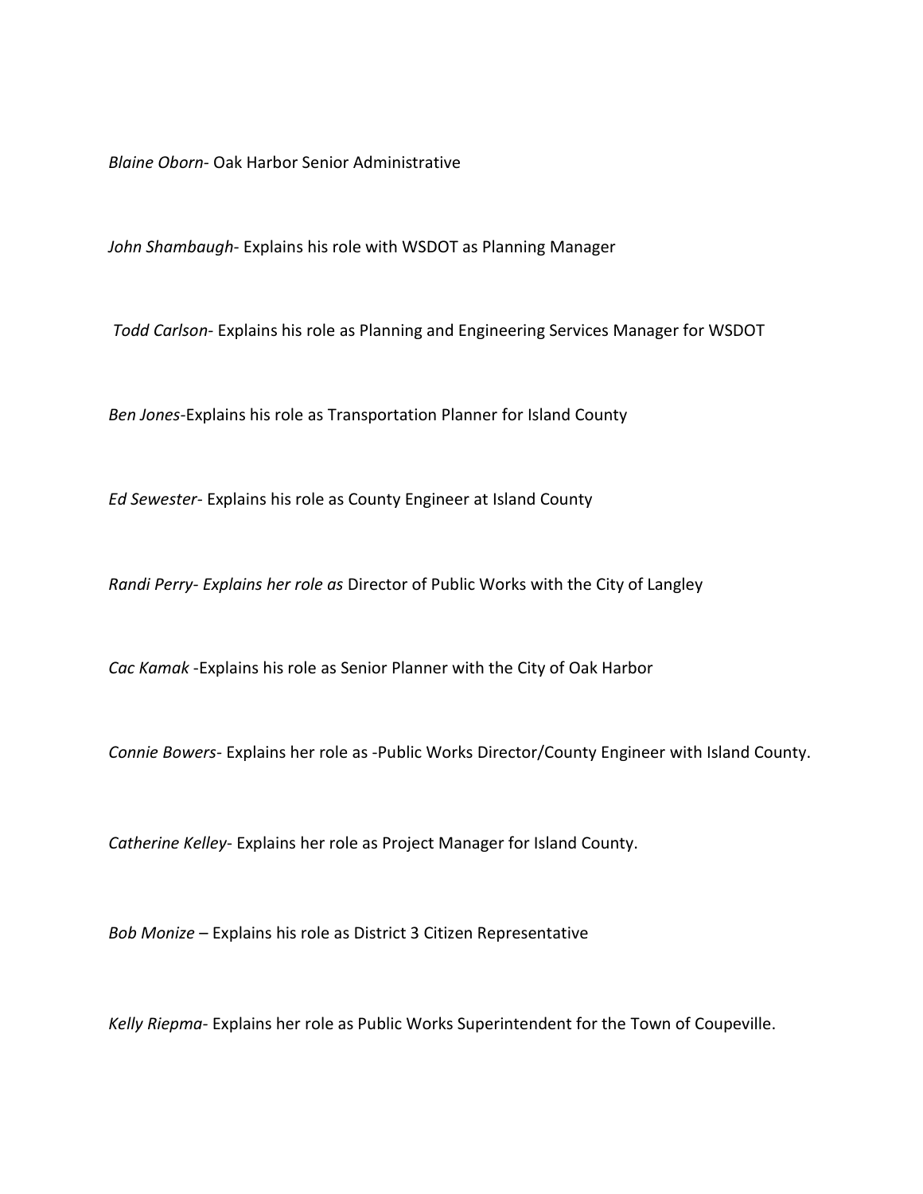*Blaine Oborn*- Oak Harbor Senior Administrative

*John Shambaugh*- Explains his role with WSDOT as Planning Manager

*Todd Carlson*- Explains his role as Planning and Engineering Services Manager for WSDOT

*Ben Jones*-Explains his role as Transportation Planner for Island County

*Ed Sewester*- Explains his role as County Engineer at Island County

*Randi Perry- Explains her role as* Director of Public Works with the City of Langley

*Cac Kamak* -Explains his role as Senior Planner with the City of Oak Harbor

*Connie Bowers*- Explains her role as -Public Works Director/County Engineer with Island County.

*Catherine Kelley*- Explains her role as Project Manager for Island County.

*Bob Monize* – Explains his role as District 3 Citizen Representative

*Kelly Riepma*- Explains her role as Public Works Superintendent for the Town of Coupeville.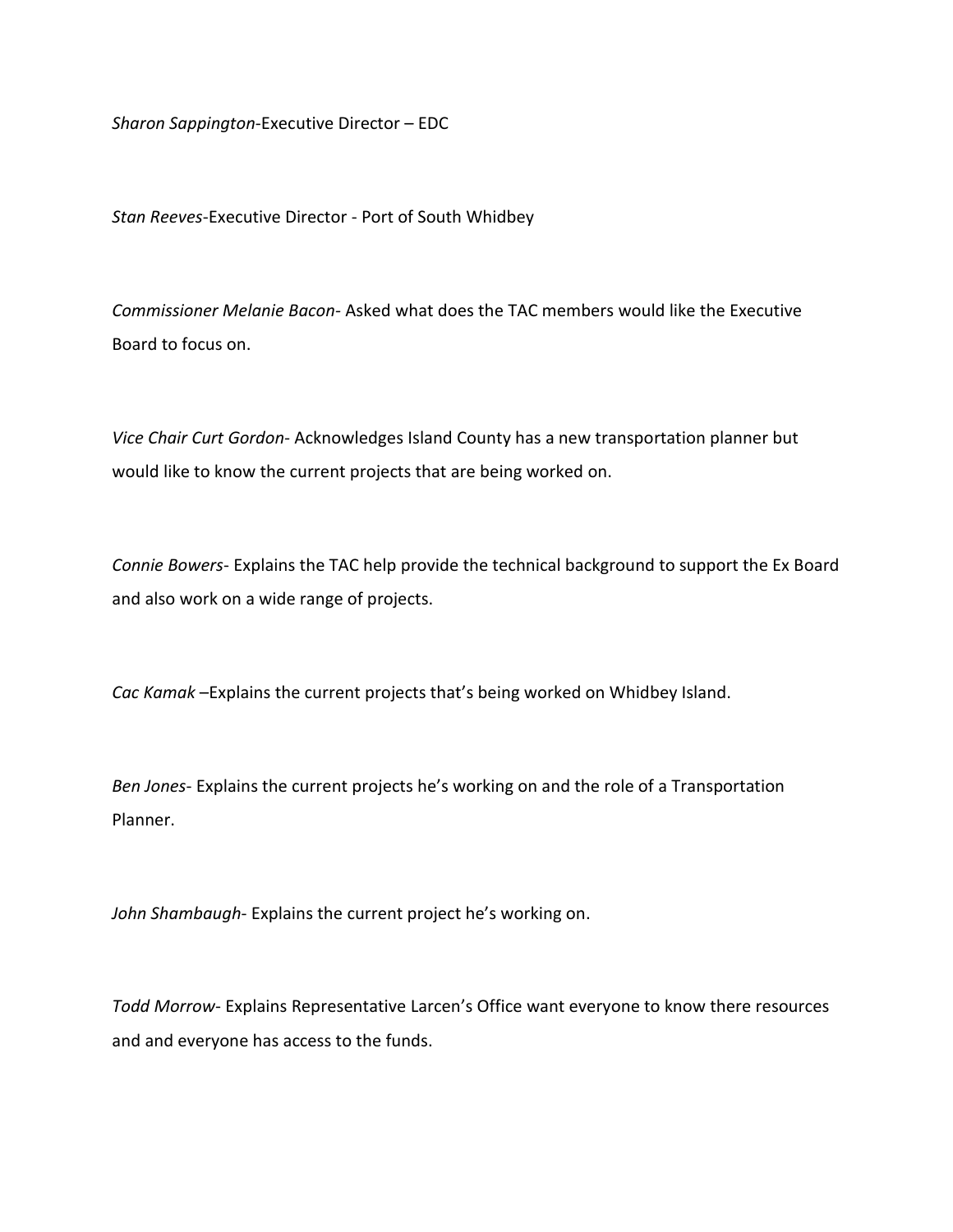*Sharon Sappington*-Executive Director – EDC

*Stan Reeves*-Executive Director - Port of South Whidbey

*Commissioner Melanie Bacon*- Asked what does the TAC members would like the Executive Board to focus on.

*Vice Chair Curt Gordon*- Acknowledges Island County has a new transportation planner but would like to know the current projects that are being worked on.

*Connie Bowers*- Explains the TAC help provide the technical background to support the Ex Board and also work on a wide range of projects.

*Cac Kamak* –Explains the current projects that's being worked on Whidbey Island.

*Ben Jones*- Explains the current projects he's working on and the role of a Transportation Planner.

*John Shambaugh*- Explains the current project he's working on.

*Todd Morrow*- Explains Representative Larcen's Office want everyone to know there resources and and everyone has access to the funds.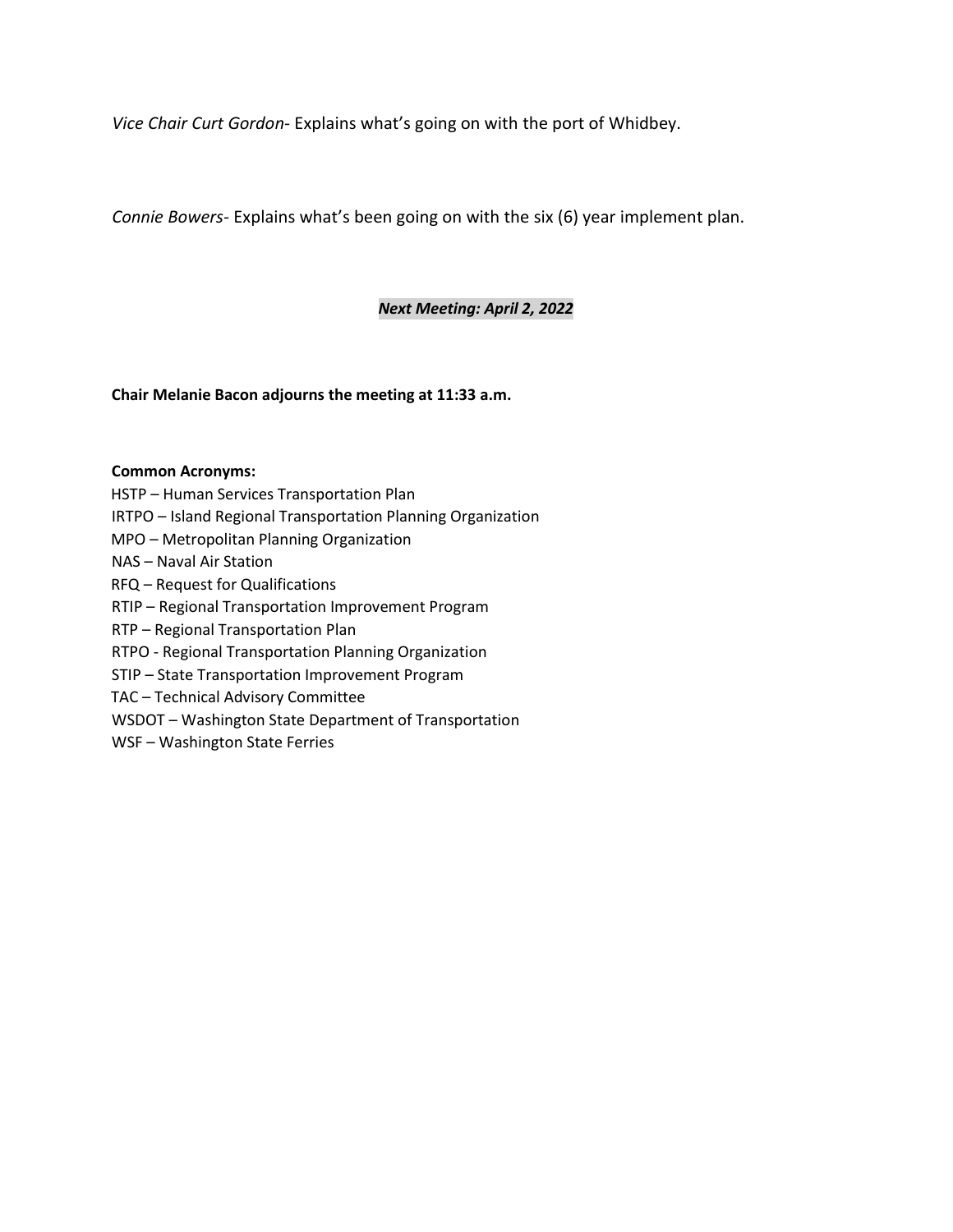*Vice Chair Curt Gordon*- Explains what's going on with the port of Whidbey.

*Connie Bowers*- Explains what's been going on with the six (6) year implement plan.

***Next Meeting: April 2, 2022***

**Chair Melanie Bacon adjourns the meeting at 11:33 a.m.**

**Common Acronyms:**

HSTP – Human Services Transportation Plan
IRTPO – Island Regional Transportation Planning Organization
MPO – Metropolitan Planning Organization
NAS – Naval Air Station
RFQ – Request for Qualifications
RTIP – Regional Transportation Improvement Program
RTP – Regional Transportation Plan
RTPO - Regional Transportation Planning Organization
STIP – State Transportation Improvement Program
TAC – Technical Advisory Committee
WSDOT – Washington State Department of Transportation
WSF – Washington State Ferries